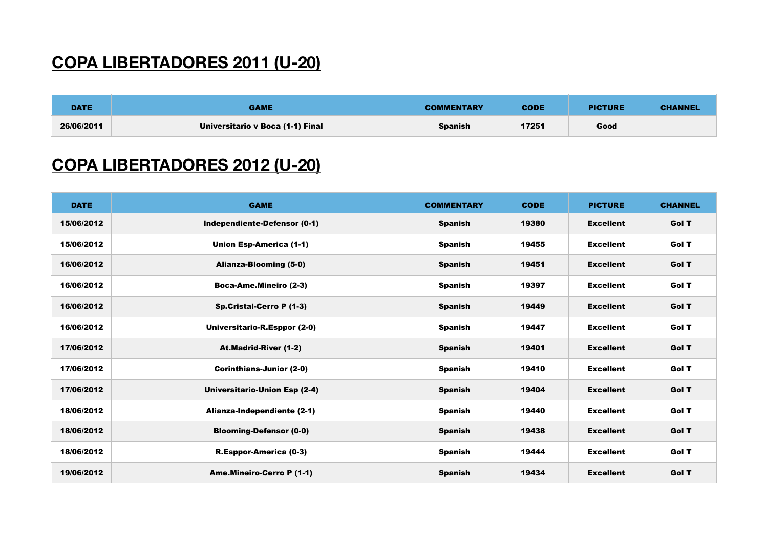# COPA LIBERTADORES 2011 (U-20)

| DATE | GAME | COMMENTARY | CODE | PICTURE | CHANNEL |
|---|---|---|---|---|---|
| 26/06/2011 | Universitario v Boca (1-1) Final | Spanish | 17251 | Good | |

# COPA LIBERTADORES 2012 (U-20)

| DATE | GAME | COMMENTARY | CODE | PICTURE | CHANNEL |
|---|---|---|---|---|---|
| 15/06/2012 | Independiente-Defensor (0-1) | Spanish | 19380 | Excellent | Gol T |
| 15/06/2012 | Union Esp-America (1-1) | Spanish | 19455 | Excellent | Gol T |
| 16/06/2012 | Alianza-Blooming (5-0) | Spanish | 19451 | Excellent | Gol T |
| 16/06/2012 | Boca-Ame.Mineiro (2-3) | Spanish | 19397 | Excellent | Gol T |
| 16/06/2012 | Sp.Cristal-Cerro P (1-3) | Spanish | 19449 | Excellent | Gol T |
| 16/06/2012 | Universitario-R.Esppor (2-0) | Spanish | 19447 | Excellent | Gol T |
| 17/06/2012 | At.Madrid-River (1-2) | Spanish | 19401 | Excellent | Gol T |
| 17/06/2012 | Corinthians-Junior (2-0) | Spanish | 19410 | Excellent | Gol T |
| 17/06/2012 | Universitario-Union Esp (2-4) | Spanish | 19404 | Excellent | Gol T |
| 18/06/2012 | Alianza-Independiente (2-1) | Spanish | 19440 | Excellent | Gol T |
| 18/06/2012 | Blooming-Defensor (0-0) | Spanish | 19438 | Excellent | Gol T |
| 18/06/2012 | R.Esppor-America (0-3) | Spanish | 19444 | Excellent | Gol T |
| 19/06/2012 | Ame.Mineiro-Cerro P (1-1) | Spanish | 19434 | Excellent | Gol T |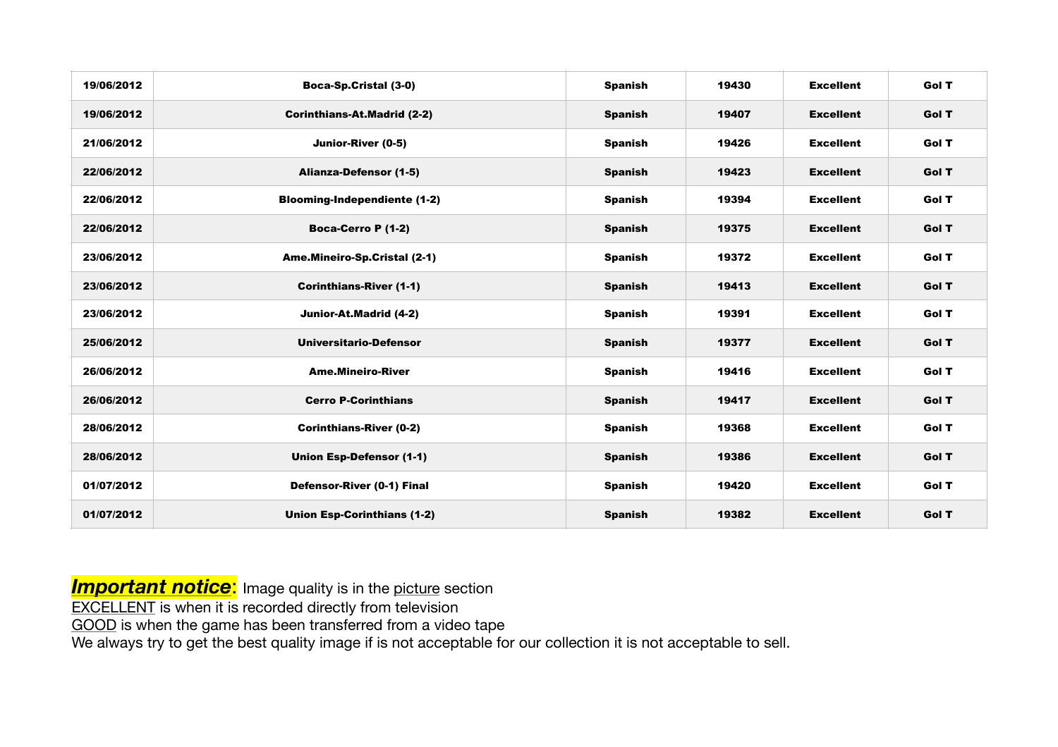| 19/06/2012 | Boca-Sp.Cristal (3-0) | Spanish | 19430 | Excellent | Gol T |
|---|---|---|---|---|---|
| 19/06/2012 | Corinthians-At.Madrid (2-2) | Spanish | 19407 | Excellent | Gol T |
| 21/06/2012 | Junior-River (0-5) | Spanish | 19426 | Excellent | Gol T |
| 22/06/2012 | Alianza-Defensor (1-5) | Spanish | 19423 | Excellent | Gol T |
| 22/06/2012 | Blooming-Independiente (1-2) | Spanish | 19394 | Excellent | Gol T |
| 22/06/2012 | Boca-Cerro P (1-2) | Spanish | 19375 | Excellent | Gol T |
| 23/06/2012 | Ame.Mineiro-Sp.Cristal (2-1) | Spanish | 19372 | Excellent | Gol T |
| 23/06/2012 | Corinthians-River (1-1) | Spanish | 19413 | Excellent | Gol T |
| 23/06/2012 | Junior-At.Madrid (4-2) | Spanish | 19391 | Excellent | Gol T |
| 25/06/2012 | Universitario-Defensor | Spanish | 19377 | Excellent | Gol T |
| 26/06/2012 | Ame.Mineiro-River | Spanish | 19416 | Excellent | Gol T |
| 26/06/2012 | Cerro P-Corinthians | Spanish | 19417 | Excellent | Gol T |
| 28/06/2012 | Corinthians-River (0-2) | Spanish | 19368 | Excellent | Gol T |
| 28/06/2012 | Union Esp-Defensor (1-1) | Spanish | 19386 | Excellent | Gol T |
| 01/07/2012 | Defensor-River (0-1) Final | Spanish | 19420 | Excellent | Gol T |
| 01/07/2012 | Union Esp-Corinthians (1-2) | Spanish | 19382 | Excellent | Gol T |

***Important notice***: Image quality is in the picture section
EXCELLENT is when it is recorded directly from television
GOOD is when the game has been transferred from a video tape
We always try to get the best quality image if is not acceptable for our collection it is not acceptable to sell.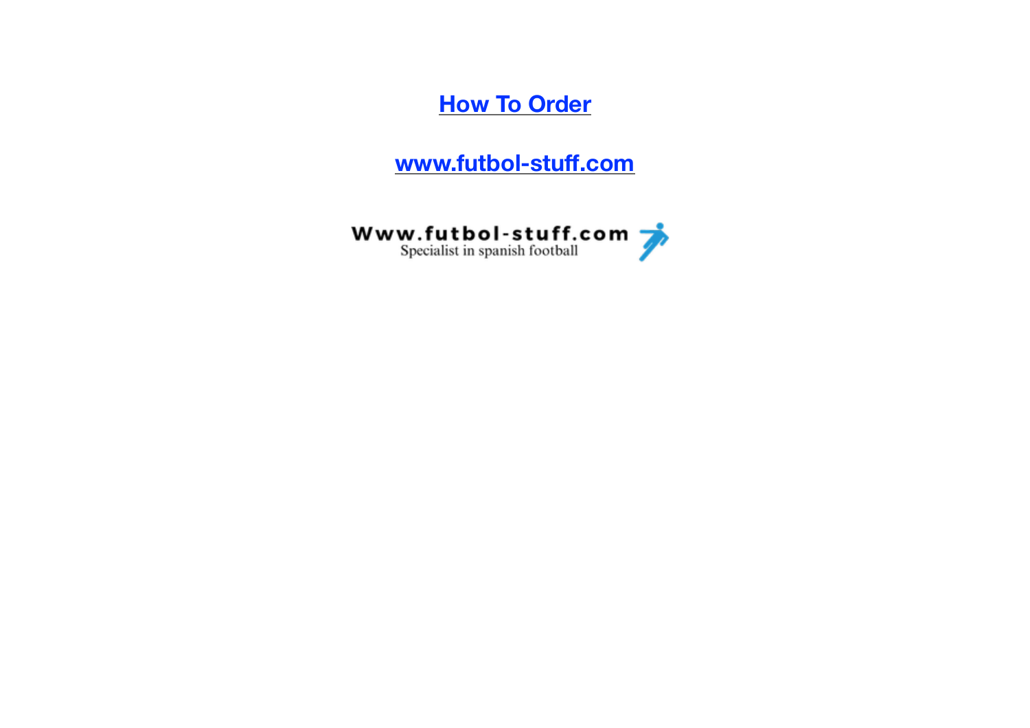**[How To Order](#)**

**[www.futbol-stuff.com](http://www.futbol-stuff.com)**

Www.futbol-stuff.com
Specialist in spanish football